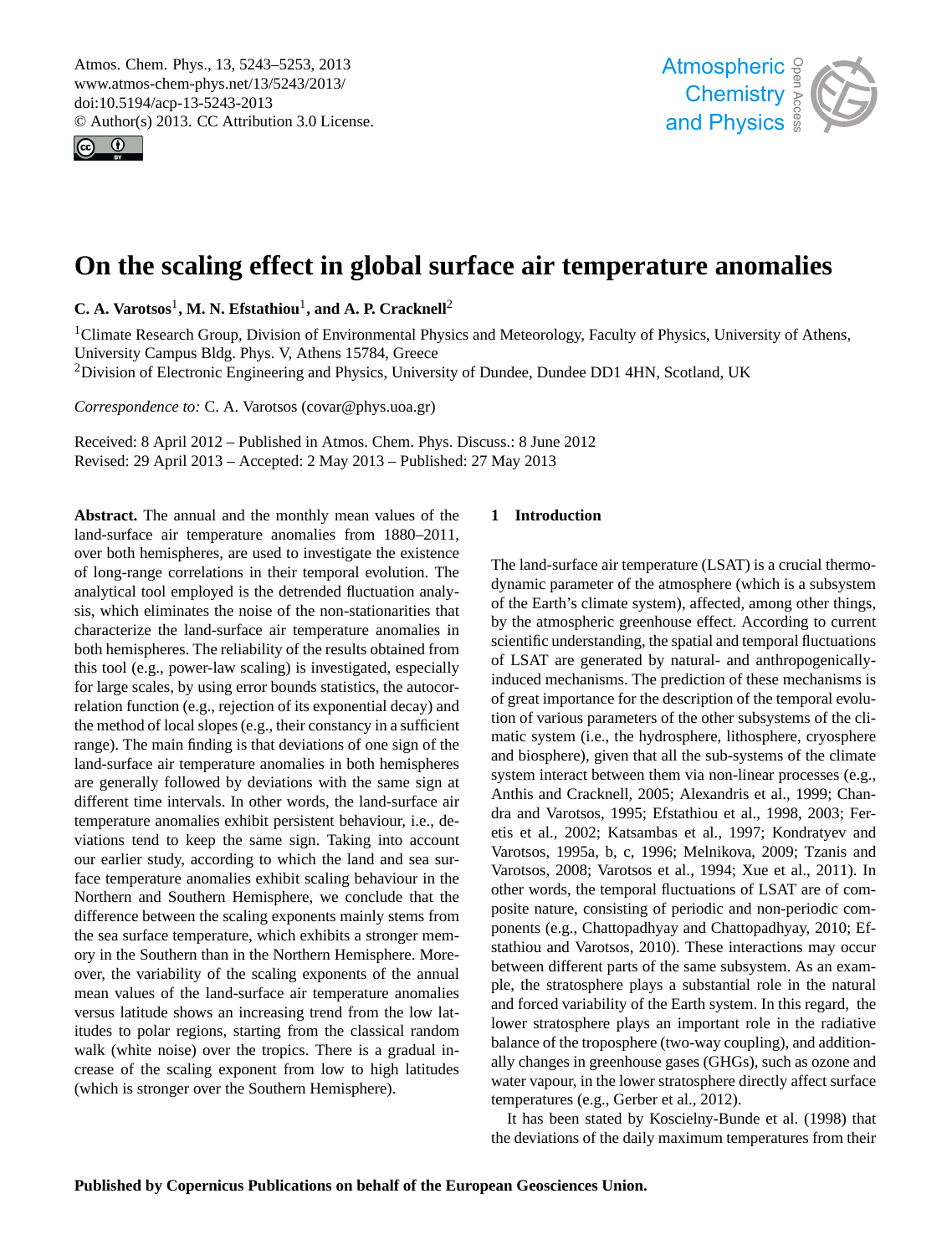# On the scaling effect in global surface air temperature anomalies

**C. A. Varotsos[1], M. N. Efstathiou[1], and A. P. Cracknell[2]**

[1]Climate Research Group, Division of Environmental Physics and Meteorology, Faculty of Physics, University of Athens, University Campus Bldg. Phys. V, Athens 15784, Greece
[2]Division of Electronic Engineering and Physics, University of Dundee, Dundee DD1 4HN, Scotland, UK

*Correspondence to:* C. A. Varotsos (covar@phys.uoa.gr)

Received: 8 April 2012 – Published in Atmos. Chem. Phys. Discuss.: 8 June 2012
Revised: 29 April 2013 – Accepted: 2 May 2013 – Published: 27 May 2013

**Abstract.** The annual and the monthly mean values of the land-surface air temperature anomalies from 1880–2011, over both hemispheres, are used to investigate the existence of long-range correlations in their temporal evolution. The analytical tool employed is the detrended fluctuation analysis, which eliminates the noise of the non-stationarities that characterize the land-surface air temperature anomalies in both hemispheres. The reliability of the results obtained from this tool (e.g., power-law scaling) is investigated, especially for large scales, by using error bounds statistics, the autocorrelation function (e.g., rejection of its exponential decay) and the method of local slopes (e.g., their constancy in a sufficient range). The main finding is that deviations of one sign of the land-surface air temperature anomalies in both hemispheres are generally followed by deviations with the same sign at different time intervals. In other words, the land-surface air temperature anomalies exhibit persistent behaviour, i.e., deviations tend to keep the same sign. Taking into account our earlier study, according to which the land and sea surface temperature anomalies exhibit scaling behaviour in the Northern and Southern Hemisphere, we conclude that the difference between the scaling exponents mainly stems from the sea surface temperature, which exhibits a stronger memory in the Southern than in the Northern Hemisphere. Moreover, the variability of the scaling exponents of the annual mean values of the land-surface air temperature anomalies versus latitude shows an increasing trend from the low latitudes to polar regions, starting from the classical random walk (white noise) over the tropics. There is a gradual increase of the scaling exponent from low to high latitudes (which is stronger over the Southern Hemisphere).

## 1 Introduction

The land-surface air temperature (LSAT) is a crucial thermodynamic parameter of the atmosphere (which is a subsystem of the Earth's climate system), affected, among other things, by the atmospheric greenhouse effect. According to current scientific understanding, the spatial and temporal fluctuations of LSAT are generated by natural- and anthropogenically-induced mechanisms. The prediction of these mechanisms is of great importance for the description of the temporal evolution of various parameters of the other subsystems of the climatic system (i.e., the hydrosphere, lithosphere, cryosphere and biosphere), given that all the sub-systems of the climate system interact between them via non-linear processes (e.g., Anthis and Cracknell, 2005; Alexandris et al., 1999; Chandra and Varotsos, 1995; Efstathiou et al., 1998, 2003; Feretis et al., 2002; Katsambas et al., 1997; Kondratyev and Varotsos, 1995a, b, c, 1996; Melnikova, 2009; Tzanis and Varotsos, 2008; Varotsos et al., 1994; Xue et al., 2011). In other words, the temporal fluctuations of LSAT are of composite nature, consisting of periodic and non-periodic components (e.g., Chattopadhyay and Chattopadhyay, 2010; Efstathiou and Varotsos, 2010). These interactions may occur between different parts of the same subsystem. As an example, the stratosphere plays a substantial role in the natural and forced variability of the Earth system. In this regard, the lower stratosphere plays an important role in the radiative balance of the troposphere (two-way coupling), and additionally changes in greenhouse gases (GHGs), such as ozone and water vapour, in the lower stratosphere directly affect surface temperatures (e.g., Gerber et al., 2012).

It has been stated by Koscielny-Bunde et al. (1998) that the deviations of the daily maximum temperatures from their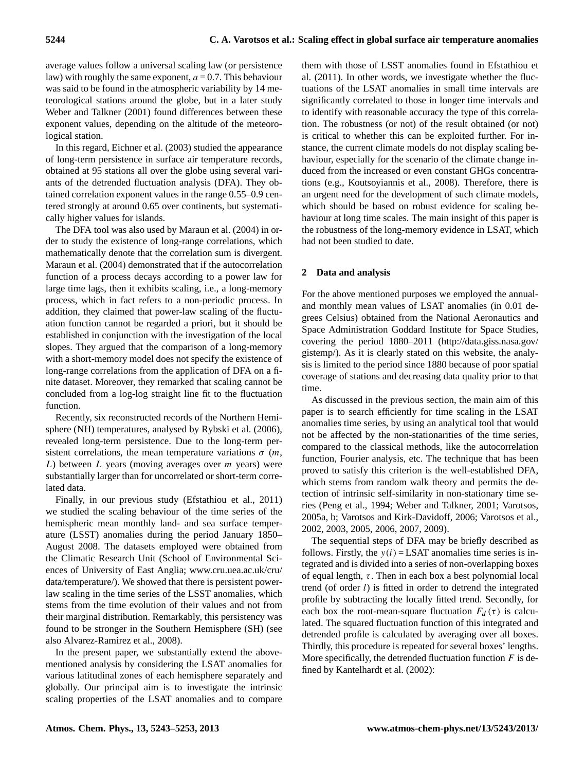average values follow a universal scaling law (or persistence law) with roughly the same exponent, $a = 0.7$. This behaviour was said to be found in the atmospheric variability by 14 meteorological stations around the globe, but in a later study Weber and Talkner (2001) found differences between these exponent values, depending on the altitude of the meteorological station.

In this regard, Eichner et al. (2003) studied the appearance of long-term persistence in surface air temperature records, obtained at 95 stations all over the globe using several variants of the detrended fluctuation analysis (DFA). They obtained correlation exponent values in the range 0.55–0.9 centered strongly at around 0.65 over continents, but systematically higher values for islands.

The DFA tool was also used by Maraun et al. (2004) in order to study the existence of long-range correlations, which mathematically denote that the correlation sum is divergent. Maraun et al. (2004) demonstrated that if the autocorrelation function of a process decays according to a power law for large time lags, then it exhibits scaling, i.e., a long-memory process, which in fact refers to a non-periodic process. In addition, they claimed that power-law scaling of the fluctuation function cannot be regarded a priori, but it should be established in conjunction with the investigation of the local slopes. They argued that the comparison of a long-memory with a short-memory model does not specify the existence of long-range correlations from the application of DFA on a finite dataset. Moreover, they remarked that scaling cannot be concluded from a log-log straight line fit to the fluctuation function.

Recently, six reconstructed records of the Northern Hemisphere (NH) temperatures, analysed by Rybski et al. (2006), revealed long-term persistence. Due to the long-term persistent correlations, the mean temperature variations $\sigma$ ($m$, $L$) between $L$ years (moving averages over $m$ years) were substantially larger than for uncorrelated or short-term correlated data.

Finally, in our previous study (Efstathiou et al., 2011) we studied the scaling behaviour of the time series of the hemispheric mean monthly land- and sea surface temperature (LSST) anomalies during the period January 1850–August 2008. The datasets employed were obtained from the Climatic Research Unit (School of Environmental Sciences of University of East Anglia; www.cru.uea.ac.uk/cru/data/temperature/). We showed that there is persistent power-law scaling in the time series of the LSST anomalies, which stems from the time evolution of their values and not from their marginal distribution. Remarkably, this persistency was found to be stronger in the Southern Hemisphere (SH) (see also Alvarez-Ramirez et al., 2008).

In the present paper, we substantially extend the above-mentioned analysis by considering the LSAT anomalies for various latitudinal zones of each hemisphere separately and globally. Our principal aim is to investigate the intrinsic scaling properties of the LSAT anomalies and to compare them with those of LSST anomalies found in Efstathiou et al. (2011). In other words, we investigate whether the fluctuations of the LSAT anomalies in small time intervals are significantly correlated to those in longer time intervals and to identify with reasonable accuracy the type of this correlation. The robustness (or not) of the result obtained (or not) is critical to whether this can be exploited further. For instance, the current climate models do not display scaling behaviour, especially for the scenario of the climate change induced from the increased or even constant GHGs concentrations (e.g., Koutsoyiannis et al., 2008). Therefore, there is an urgent need for the development of such climate models, which should be based on robust evidence for scaling behaviour at long time scales. The main insight of this paper is the robustness of the long-memory evidence in LSAT, which had not been studied to date.

## 2 Data and analysis

For the above mentioned purposes we employed the annual- and monthly mean values of LSAT anomalies (in 0.01 degrees Celsius) obtained from the National Aeronautics and Space Administration Goddard Institute for Space Studies, covering the period 1880–2011 (http://data.giss.nasa.gov/gistemp/). As it is clearly stated on this website, the analysis is limited to the period since 1880 because of poor spatial coverage of stations and decreasing data quality prior to that time.

As discussed in the previous section, the main aim of this paper is to search efficiently for time scaling in the LSAT anomalies time series, by using an analytical tool that would not be affected by the non-stationarities of the time series, compared to the classical methods, like the autocorrelation function, Fourier analysis, etc. The technique that has been proved to satisfy this criterion is the well-established DFA, which stems from random walk theory and permits the detection of intrinsic self-similarity in non-stationary time series (Peng et al., 1994; Weber and Talkner, 2001; Varotsos, 2005a, b; Varotsos and Kirk-Davidoff, 2006; Varotsos et al., 2002, 2003, 2005, 2006, 2007, 2009).

The sequential steps of DFA may be briefly described as follows. Firstly, the $y(i) =$ LSAT anomalies time series is integrated and is divided into a series of non-overlapping boxes of equal length, $\tau$. Then in each box a best polynomial local trend (of order $l$) is fitted in order to detrend the integrated profile by subtracting the locally fitted trend. Secondly, for each box the root-mean-square fluctuation $F_d(\tau)$ is calculated. The squared fluctuation function of this integrated and detrended profile is calculated by averaging over all boxes. Thirdly, this procedure is repeated for several boxes' lengths. More specifically, the detrended fluctuation function $F$ is defined by Kantelhardt et al. (2002):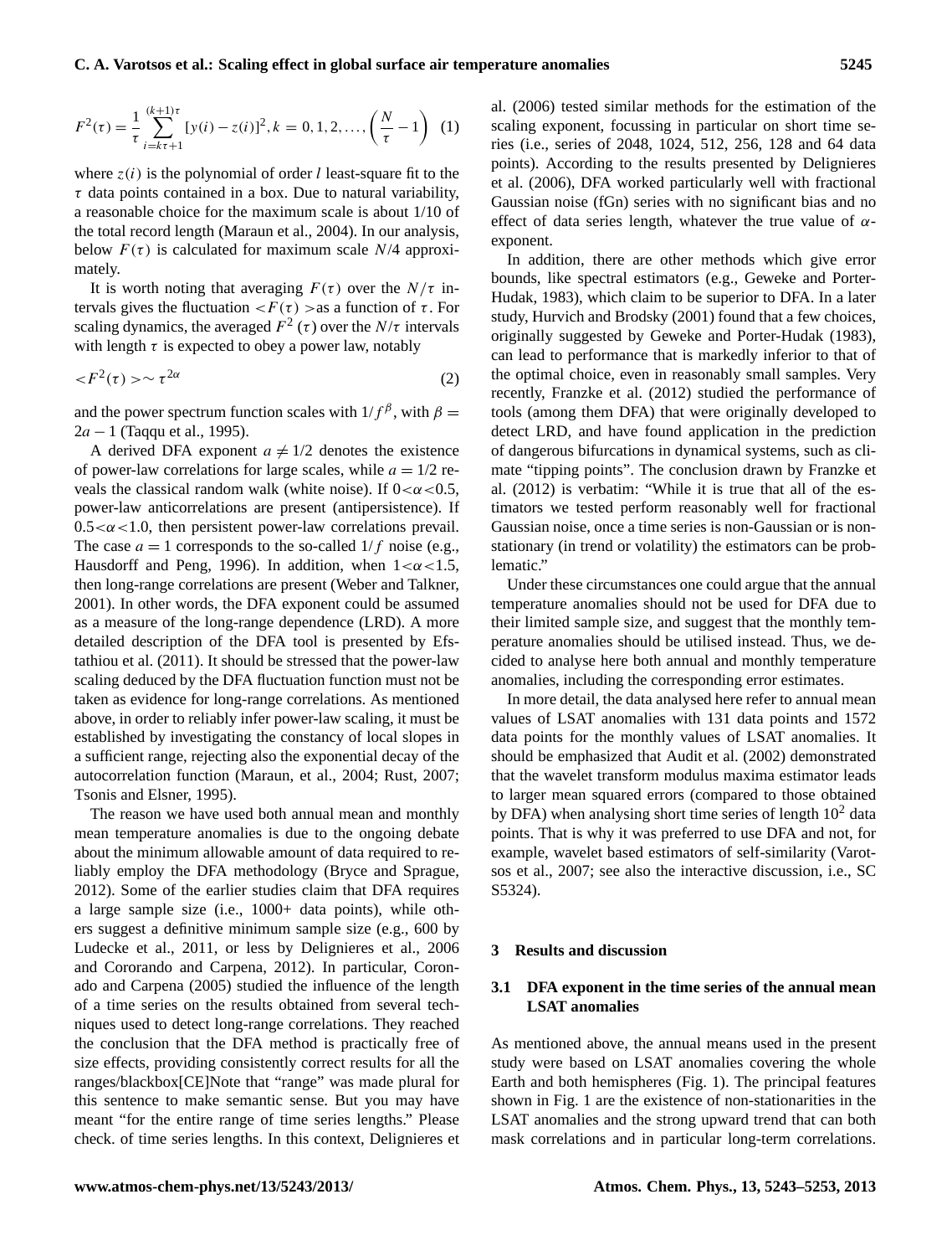$$F^2(\tau) = \frac{1}{\tau} \sum_{i=k\tau+1}^{(k+1)\tau} [y(i) - z(i)]^2, k = 0, 1, 2, \ldots, \left(\frac{N}{\tau} - 1\right) \quad (1)$$

where $z(i)$ is the polynomial of order $l$ least-square fit to the $\tau$ data points contained in a box. Due to natural variability, a reasonable choice for the maximum scale is about 1/10 of the total record length (Maraun et al., 2004). In our analysis, below $F(\tau)$ is calculated for maximum scale $N/4$ approximately.

It is worth noting that averaging $F(\tau)$ over the $N/\tau$ intervals gives the fluctuation $<F(\tau)>$ as a function of $\tau$. For scaling dynamics, the averaged $F^2(\tau)$ over the $N/\tau$ intervals with length $\tau$ is expected to obey a power law, notably

$$<F^2(\tau)> \sim \tau^{2\alpha} \quad (2)$$

and the power spectrum function scales with $1/f^{\beta}$, with $\beta = 2a - 1$ (Taqqu et al., 1995).

A derived DFA exponent $a \neq 1/2$ denotes the existence of power-law correlations for large scales, while $a = 1/2$ reveals the classical random walk (white noise). If $0<\alpha<0.5$, power-law anticorrelations are present (antipersistence). If $0.5<\alpha<1.0$, then persistent power-law correlations prevail. The case $a = 1$ corresponds to the so-called $1/f$ noise (e.g., Hausdorff and Peng, 1996). In addition, when $1<\alpha<1.5$, then long-range correlations are present (Weber and Talkner, 2001). In other words, the DFA exponent could be assumed as a measure of the long-range dependence (LRD). A more detailed description of the DFA tool is presented by Efstathiou et al. (2011). It should be stressed that the power-law scaling deduced by the DFA fluctuation function must not be taken as evidence for long-range correlations. As mentioned above, in order to reliably infer power-law scaling, it must be established by investigating the constancy of local slopes in a sufficient range, rejecting also the exponential decay of the autocorrelation function (Maraun, et al., 2004; Rust, 2007; Tsonis and Elsner, 1995).

The reason we have used both annual mean and monthly mean temperature anomalies is due to the ongoing debate about the minimum allowable amount of data required to reliably employ the DFA methodology (Bryce and Sprague, 2012). Some of the earlier studies claim that DFA requires a large sample size (i.e., 1000+ data points), while others suggest a definitive minimum sample size (e.g., 600 by Ludecke et al., 2011, or less by Delignieres et al., 2006 and Cororando and Carpena, 2012). In particular, Coronado and Carpena (2005) studied the influence of the length of a time series on the results obtained from several techniques used to detect long-range correlations. They reached the conclusion that the DFA method is practically free of size effects, providing consistently correct results for all the ranges/blackbox[CE]Note that "range" was made plural for this sentence to make semantic sense. But you may have meant "for the entire range of time series lengths." Please check. of time series lengths. In this context, Delignieres et al. (2006) tested similar methods for the estimation of the scaling exponent, focussing in particular on short time series (i.e., series of 2048, 1024, 512, 256, 128 and 64 data points). According to the results presented by Delignieres et al. (2006), DFA worked particularly well with fractional Gaussian noise (fGn) series with no significant bias and no effect of data series length, whatever the true value of $\alpha$-exponent.

In addition, there are other methods which give error bounds, like spectral estimators (e.g., Geweke and Porter-Hudak, 1983), which claim to be superior to DFA. In a later study, Hurvich and Brodsky (2001) found that a few choices, originally suggested by Geweke and Porter-Hudak (1983), can lead to performance that is markedly inferior to that of the optimal choice, even in reasonably small samples. Very recently, Franzke et al. (2012) studied the performance of tools (among them DFA) that were originally developed to detect LRD, and have found application in the prediction of dangerous bifurcations in dynamical systems, such as climate "tipping points". The conclusion drawn by Franzke et al. (2012) is verbatim: "While it is true that all of the estimators we tested perform reasonably well for fractional Gaussian noise, once a time series is non-Gaussian or is non-stationary (in trend or volatility) the estimators can be problematic."

Under these circumstances one could argue that the annual temperature anomalies should not be used for DFA due to their limited sample size, and suggest that the monthly temperature anomalies should be utilised instead. Thus, we decided to analyse here both annual and monthly temperature anomalies, including the corresponding error estimates.

In more detail, the data analysed here refer to annual mean values of LSAT anomalies with 131 data points and 1572 data points for the monthly values of LSAT anomalies. It should be emphasized that Audit et al. (2002) demonstrated that the wavelet transform modulus maxima estimator leads to larger mean squared errors (compared to those obtained by DFA) when analysing short time series of length $10^2$ data points. That is why it was preferred to use DFA and not, for example, wavelet based estimators of self-similarity (Varotsos et al., 2007; see also the interactive discussion, i.e., SC S5324).

## 3 Results and discussion

### 3.1 DFA exponent in the time series of the annual mean LSAT anomalies

As mentioned above, the annual means used in the present study were based on LSAT anomalies covering the whole Earth and both hemispheres (Fig. 1). The principal features shown in Fig. 1 are the existence of non-stationarities in the LSAT anomalies and the strong upward trend that can both mask correlations and in particular long-term correlations.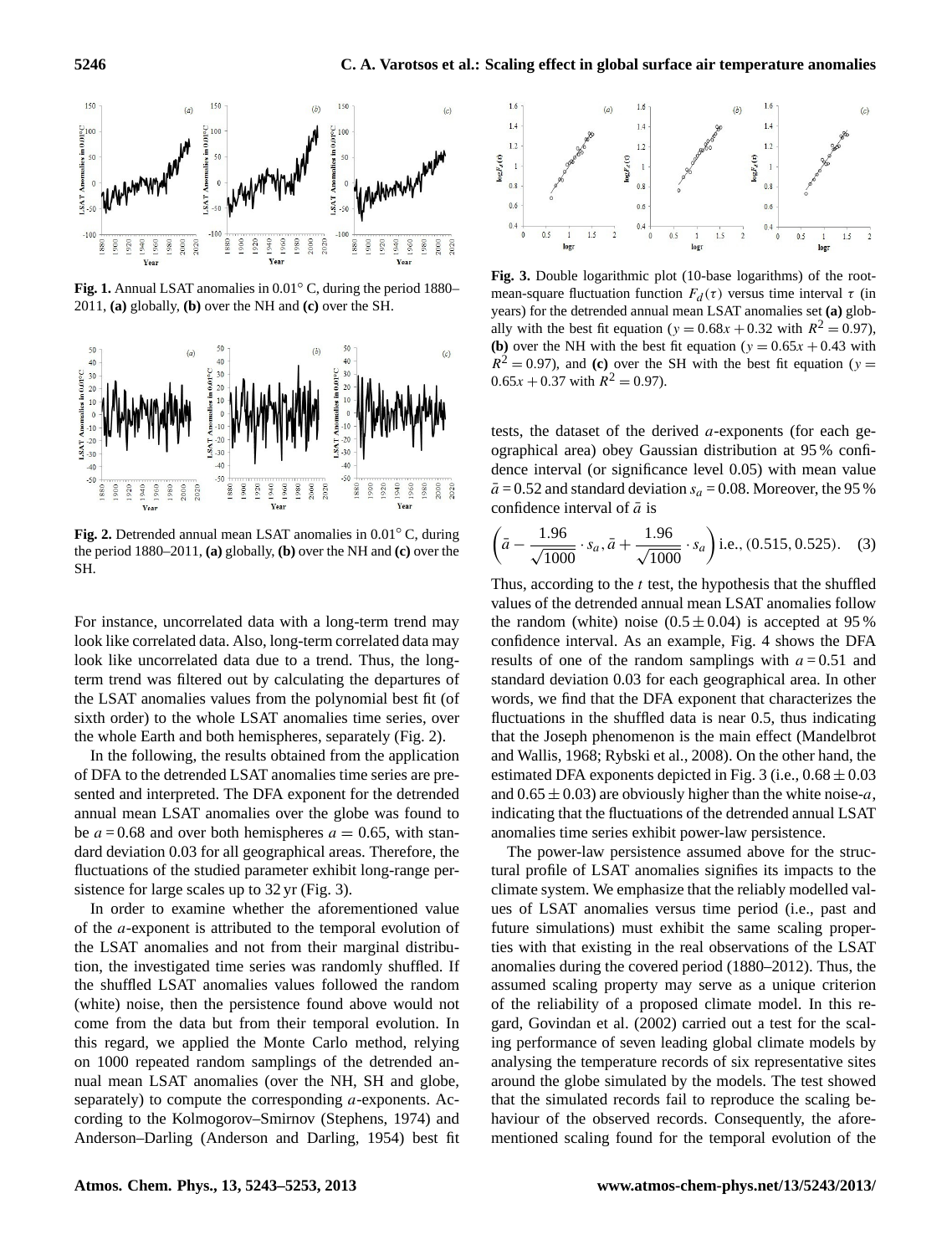**Fig. 1.** Annual LSAT anomalies in 0.01° C, during the period 1880–2011, **(a)** globally, **(b)** over the NH and **(c)** over the SH.

**Fig. 2.** Detrended annual mean LSAT anomalies in 0.01° C, during the period 1880–2011, **(a)** globally, **(b)** over the NH and **(c)** over the SH.

For instance, uncorrelated data with a long-term trend may look like correlated data. Also, long-term correlated data may look like uncorrelated data due to a trend. Thus, the long-term trend was filtered out by calculating the departures of the LSAT anomalies values from the polynomial best fit (of sixth order) to the whole LSAT anomalies time series, over the whole Earth and both hemispheres, separately (Fig. 2).

In the following, the results obtained from the application of DFA to the detrended LSAT anomalies time series are presented and interpreted. The DFA exponent for the detrended annual mean LSAT anomalies over the globe was found to be $a = 0.68$ and over both hemispheres $a = 0.65$, with standard deviation 0.03 for all geographical areas. Therefore, the fluctuations of the studied parameter exhibit long-range persistence for large scales up to 32 yr (Fig. 3).

In order to examine whether the aforementioned value of the $a$-exponent is attributed to the temporal evolution of the LSAT anomalies and not from their marginal distribution, the investigated time series was randomly shuffled. If the shuffled LSAT anomalies values followed the random (white) noise, then the persistence found above would not come from the data but from their temporal evolution. In this regard, we applied the Monte Carlo method, relying on 1000 repeated random samplings of the detrended annual mean LSAT anomalies (over the NH, SH and globe, separately) to compute the corresponding $a$-exponents. According to the Kolmogorov–Smirnov (Stephens, 1974) and Anderson–Darling (Anderson and Darling, 1954) best fit tests, the dataset of the derived $a$-exponents (for each geographical area) obey Gaussian distribution at 95 % confidence interval (or significance level 0.05) with mean value $\bar{a} = 0.52$ and standard deviation $s_a = 0.08$. Moreover, the 95 % confidence interval of $\bar{a}$ is

$$\left(\bar{a} - \frac{1.96}{\sqrt{1000}} \cdot s_a, \bar{a} + \frac{1.96}{\sqrt{1000}} \cdot s_a\right) \text{ i.e., } (0.515, 0.525). \quad (3)$$

Thus, according to the $t$ test, the hypothesis that the shuffled values of the detrended annual mean LSAT anomalies follow the random (white) noise ($0.5 \pm 0.04$) is accepted at 95 % confidence interval. As an example, Fig. 4 shows the DFA results of one of the random samplings with $a = 0.51$ and standard deviation 0.03 for each geographical area. In other words, we find that the DFA exponent that characterizes the fluctuations in the shuffled data is near 0.5, thus indicating that the Joseph phenomenon is the main effect (Mandelbrot and Wallis, 1968; Rybski et al., 2008). On the other hand, the estimated DFA exponents depicted in Fig. 3 (i.e., $0.68 \pm 0.03$ and $0.65 \pm 0.03$) are obviously higher than the white noise-$a$, indicating that the fluctuations of the detrended annual LSAT anomalies time series exhibit power-law persistence.

**Fig. 3.** Double logarithmic plot (10-base logarithms) of the root-mean-square fluctuation function $F_d(\tau)$ versus time interval $\tau$ (in years) for the detrended annual mean LSAT anomalies set **(a)** globally with the best fit equation ($y = 0.68x + 0.32$ with $R^2 = 0.97$), **(b)** over the NH with the best fit equation ($y = 0.65x + 0.43$ with $R^2 = 0.97$), and **(c)** over the SH with the best fit equation ($y = 0.65x + 0.37$ with $R^2 = 0.97$).

The power-law persistence assumed above for the structural profile of LSAT anomalies signifies its impacts to the climate system. We emphasize that the reliably modelled values of LSAT anomalies versus time period (i.e., past and future simulations) must exhibit the same scaling properties with that existing in the real observations of the LSAT anomalies during the covered period (1880–2012). Thus, the assumed scaling property may serve as a unique criterion of the reliability of a proposed climate model. In this regard, Govindan et al. (2002) carried out a test for the scaling performance of seven leading global climate models by analysing the temperature records of six representative sites around the globe simulated by the models. The test showed that the simulated records fail to reproduce the scaling behaviour of the observed records. Consequently, the aforementioned scaling found for the temporal evolution of the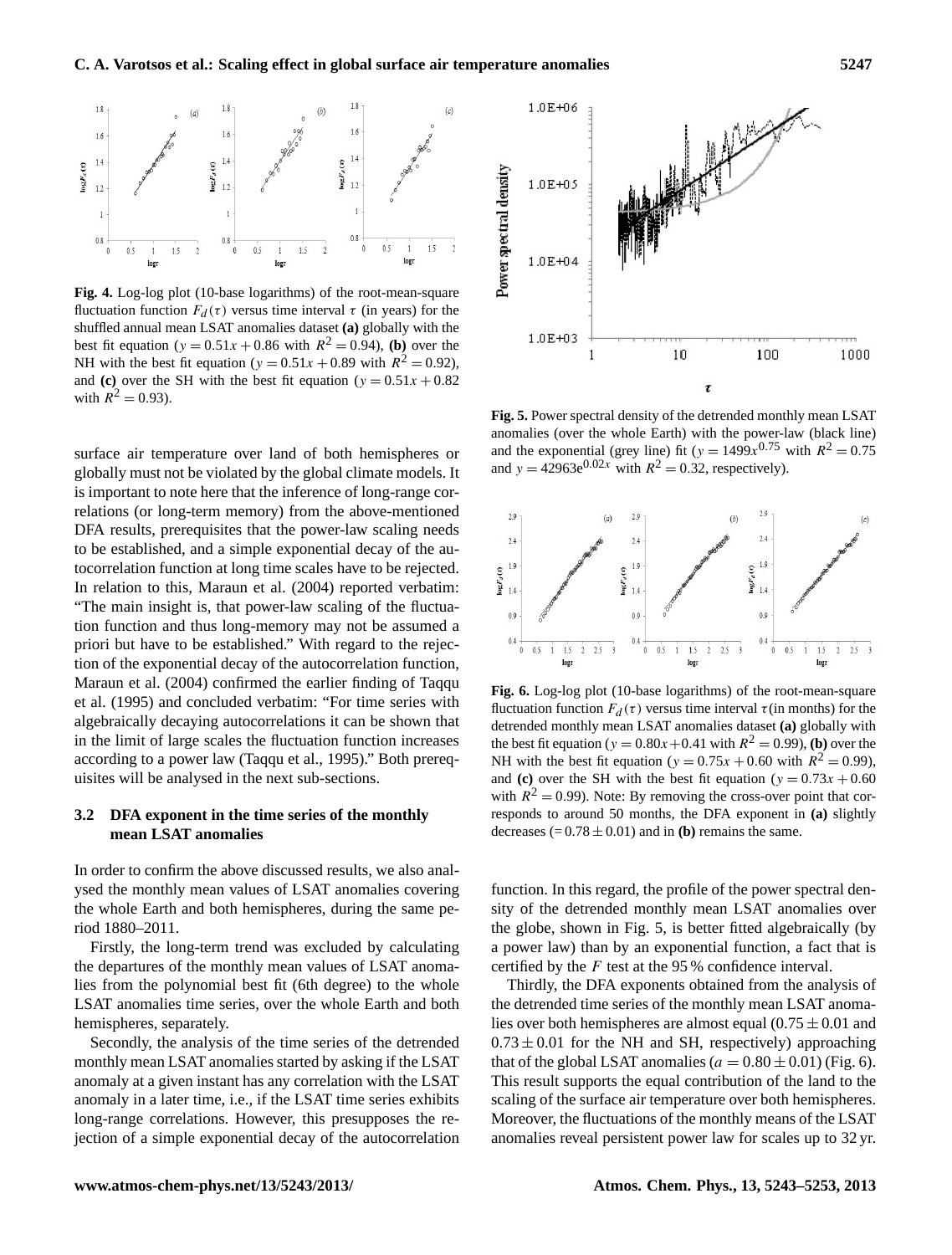**Fig. 4.** Log-log plot (10-base logarithms) of the root-mean-square fluctuation function $F_d(\tau)$ versus time interval $\tau$ (in years) for the shuffled annual mean LSAT anomalies dataset **(a)** globally with the best fit equation ($y = 0.51x + 0.86$ with $R^2 = 0.94$), **(b)** over the NH with the best fit equation ($y = 0.51x + 0.89$ with $R^2 = 0.92$), and **(c)** over the SH with the best fit equation ($y = 0.51x + 0.82$ with $R^2 = 0.93$).

surface air temperature over land of both hemispheres or globally must not be violated by the global climate models. It is important to note here that the inference of long-range correlations (or long-term memory) from the above-mentioned DFA results, prerequisites that the power-law scaling needs to be established, and a simple exponential decay of the autocorrelation function at long time scales have to be rejected. In relation to this, Maraun et al. (2004) reported verbatim: "The main insight is, that power-law scaling of the fluctuation function and thus long-memory may not be assumed a priori but have to be established." With regard to the rejection of the exponential decay of the autocorrelation function, Maraun et al. (2004) confirmed the earlier finding of Taqqu et al. (1995) and concluded verbatim: "For time series with algebraically decaying autocorrelations it can be shown that in the limit of large scales the fluctuation function increases according to a power law (Taqqu et al., 1995)." Both prerequisites will be analysed in the next sub-sections.

### 3.2 DFA exponent in the time series of the monthly mean LSAT anomalies

In order to confirm the above discussed results, we also analysed the monthly mean values of LSAT anomalies covering the whole Earth and both hemispheres, during the same period 1880–2011.

Firstly, the long-term trend was excluded by calculating the departures of the monthly mean values of LSAT anomalies from the polynomial best fit (6th degree) to the whole LSAT anomalies time series, over the whole Earth and both hemispheres, separately.

Secondly, the analysis of the time series of the detrended monthly mean LSAT anomalies started by asking if the LSAT anomaly at a given instant has any correlation with the LSAT anomaly in a later time, i.e., if the LSAT time series exhibits long-range correlations. However, this presupposes the rejection of a simple exponential decay of the autocorrelation function. In this regard, the profile of the power spectral density of the detrended monthly mean LSAT anomalies over the globe, shown in Fig. 5, is better fitted algebraically (by a power law) than by an exponential function, a fact that is certified by the $F$ test at the 95 % confidence interval.

**Fig. 5.** Power spectral density of the detrended monthly mean LSAT anomalies (over the whole Earth) with the power-law (black line) and the exponential (grey line) fit ($y = 1499x^{0.75}$ with $R^2 = 0.75$ and $y = 42963e^{0.02x}$ with $R^2 = 0.32$, respectively).

**Fig. 6.** Log-log plot (10-base logarithms) of the root-mean-square fluctuation function $F_d(\tau)$ versus time interval $\tau$ (in months) for the detrended monthly mean LSAT anomalies dataset **(a)** globally with the best fit equation ($y = 0.80x + 0.41$ with $R^2 = 0.99$), **(b)** over the NH with the best fit equation ($y = 0.75x + 0.60$ with $R^2 = 0.99$), and **(c)** over the SH with the best fit equation ($y = 0.73x + 0.60$ with $R^2 = 0.99$). Note: By removing the cross-over point that corresponds to around 50 months, the DFA exponent in **(a)** slightly decreases ($= 0.78 \pm 0.01$) and in **(b)** remains the same.

Thirdly, the DFA exponents obtained from the analysis of the detrended time series of the monthly mean LSAT anomalies over both hemispheres are almost equal ($0.75 \pm 0.01$ and $0.73 \pm 0.01$ for the NH and SH, respectively) approaching that of the global LSAT anomalies ($a = 0.80 \pm 0.01$) (Fig. 6). This result supports the equal contribution of the land to the scaling of the surface air temperature over both hemispheres. Moreover, the fluctuations of the monthly means of the LSAT anomalies reveal persistent power law for scales up to 32 yr.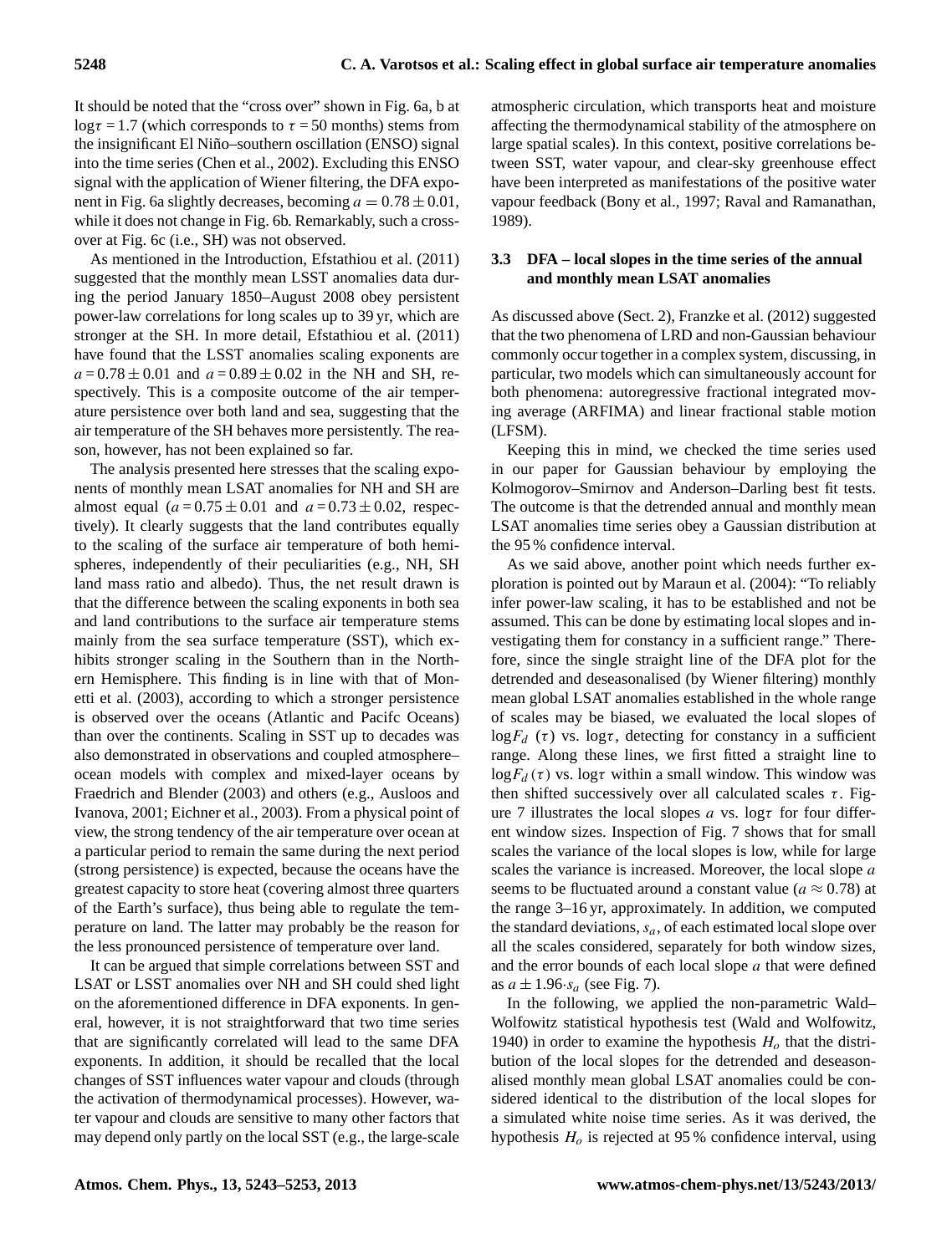It should be noted that the "cross over" shown in Fig. 6a, b at $\log\tau = 1.7$ (which corresponds to $\tau = 50$ months) stems from the insignificant El Niño–southern oscillation (ENSO) signal into the time series (Chen et al., 2002). Excluding this ENSO signal with the application of Wiener filtering, the DFA exponent in Fig. 6a slightly decreases, becoming $a = 0.78 \pm 0.01$, while it does not change in Fig. 6b. Remarkably, such a crossover at Fig. 6c (i.e., SH) was not observed.

As mentioned in the Introduction, Efstathiou et al. (2011) suggested that the monthly mean LSST anomalies data during the period January 1850–August 2008 obey persistent power-law correlations for long scales up to 39 yr, which are stronger at the SH. In more detail, Efstathiou et al. (2011) have found that the LSST anomalies scaling exponents are $a = 0.78 \pm 0.01$ and $a = 0.89 \pm 0.02$ in the NH and SH, respectively. This is a composite outcome of the air temperature persistence over both land and sea, suggesting that the air temperature of the SH behaves more persistently. The reason, however, has not been explained so far.

The analysis presented here stresses that the scaling exponents of monthly mean LSAT anomalies for NH and SH are almost equal ($a = 0.75 \pm 0.01$ and $a = 0.73 \pm 0.02$, respectively). It clearly suggests that the land contributes equally to the scaling of the surface air temperature of both hemispheres, independently of their peculiarities (e.g., NH, SH land mass ratio and albedo). Thus, the net result drawn is that the difference between the scaling exponents in both sea and land contributions to the surface air temperature stems mainly from the sea surface temperature (SST), which exhibits stronger scaling in the Southern than in the Northern Hemisphere. This finding is in line with that of Monetti et al. (2003), according to which a stronger persistence is observed over the oceans (Atlantic and Pacifc Oceans) than over the continents. Scaling in SST up to decades was also demonstrated in observations and coupled atmosphere–ocean models with complex and mixed-layer oceans by Fraedrich and Blender (2003) and others (e.g., Ausloos and Ivanova, 2001; Eichner et al., 2003). From a physical point of view, the strong tendency of the air temperature over ocean at a particular period to remain the same during the next period (strong persistence) is expected, because the oceans have the greatest capacity to store heat (covering almost three quarters of the Earth's surface), thus being able to regulate the temperature on land. The latter may probably be the reason for the less pronounced persistence of temperature over land.

It can be argued that simple correlations between SST and LSAT or LSST anomalies over NH and SH could shed light on the aforementioned difference in DFA exponents. In general, however, it is not straightforward that two time series that are significantly correlated will lead to the same DFA exponents. In addition, it should be recalled that the local changes of SST influences water vapour and clouds (through the activation of thermodynamical processes). However, water vapour and clouds are sensitive to many other factors that may depend only partly on the local SST (e.g., the large-scale atmospheric circulation, which transports heat and moisture affecting the thermodynamical stability of the atmosphere on large spatial scales). In this context, positive correlations between SST, water vapour, and clear-sky greenhouse effect have been interpreted as manifestations of the positive water vapour feedback (Bony et al., 1997; Raval and Ramanathan, 1989).

### 3.3 DFA – local slopes in the time series of the annual and monthly mean LSAT anomalies

As discussed above (Sect. 2), Franzke et al. (2012) suggested that the two phenomena of LRD and non-Gaussian behaviour commonly occur together in a complex system, discussing, in particular, two models which can simultaneously account for both phenomena: autoregressive fractional integrated moving average (ARFIMA) and linear fractional stable motion (LFSM).

Keeping this in mind, we checked the time series used in our paper for Gaussian behaviour by employing the Kolmogorov–Smirnov and Anderson–Darling best fit tests. The outcome is that the detrended annual and monthly mean LSAT anomalies time series obey a Gaussian distribution at the 95 % confidence interval.

As we said above, another point which needs further exploration is pointed out by Maraun et al. (2004): "To reliably infer power-law scaling, it has to be established and not be assumed. This can be done by estimating local slopes and investigating them for constancy in a sufficient range." Therefore, since the single straight line of the DFA plot for the detrended and deseasonalised (by Wiener filtering) monthly mean global LSAT anomalies established in the whole range of scales may be biased, we evaluated the local slopes of $\log F_d(\tau)$ vs. $\log\tau$, detecting for constancy in a sufficient range. Along these lines, we first fitted a straight line to $\log F_d(\tau)$ vs. $\log\tau$ within a small window. This window was then shifted successively over all calculated scales $\tau$. Figure 7 illustrates the local slopes $a$ vs. $\log\tau$ for four different window sizes. Inspection of Fig. 7 shows that for small scales the variance of the local slopes is low, while for large scales the variance is increased. Moreover, the local slope $a$ seems to be fluctuated around a constant value ($a \approx 0.78$) at the range 3–16 yr, approximately. In addition, we computed the standard deviations, $s_a$, of each estimated local slope over all the scales considered, separately for both window sizes, and the error bounds of each local slope $a$ that were defined as $a \pm 1.96 \cdot s_a$ (see Fig. 7).

In the following, we applied the non-parametric Wald–Wolfowitz statistical hypothesis test (Wald and Wolfowitz, 1940) in order to examine the hypothesis $H_o$ that the distribution of the local slopes for the detrended and deseasonalised monthly mean global LSAT anomalies could be considered identical to the distribution of the local slopes for a simulated white noise time series. As it was derived, the hypothesis $H_o$ is rejected at 95 % confidence interval, using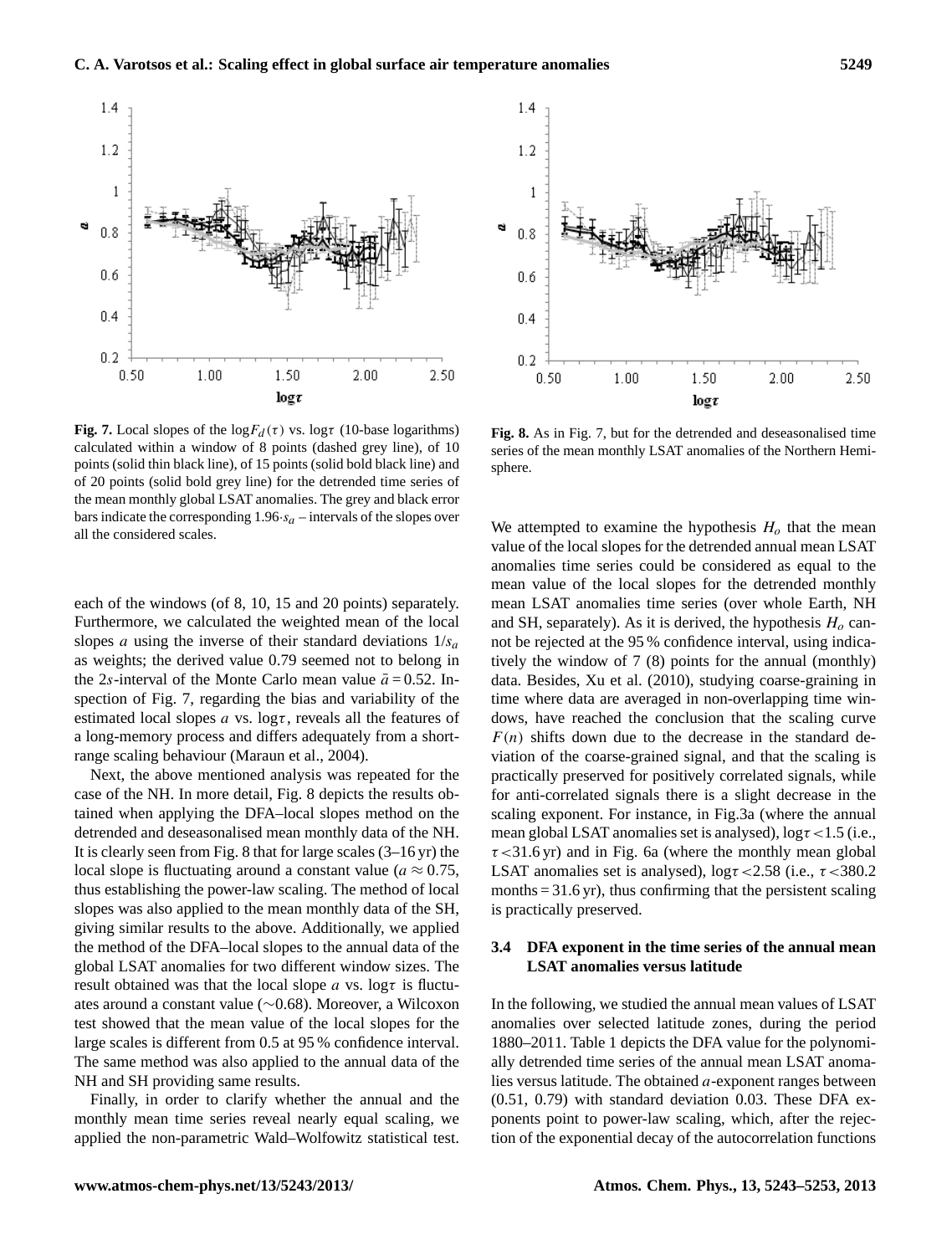**Fig. 7.** Local slopes of the $\log F_d(\tau)$ vs. $\log\tau$ (10-base logarithms) calculated within a window of 8 points (dashed grey line), of 10 points (solid thin black line), of 15 points (solid bold black line) and of 20 points (solid bold grey line) for the detrended time series of the mean monthly global LSAT anomalies. The grey and black error bars indicate the corresponding $1.96 \cdot s_a$ – intervals of the slopes over all the considered scales.

**Fig. 8.** As in Fig. 7, but for the detrended and deseasonalised time series of the mean monthly LSAT anomalies of the Northern Hemisphere.

each of the windows (of 8, 10, 15 and 20 points) separately. Furthermore, we calculated the weighted mean of the local slopes $a$ using the inverse of their standard deviations $1/s_a$ as weights; the derived value 0.79 seemed not to belong in the 2$s$-interval of the Monte Carlo mean value $\bar{a} = 0.52$. Inspection of Fig. 7, regarding the bias and variability of the estimated local slopes $a$ vs. $\log\tau$, reveals all the features of a long-memory process and differs adequately from a short-range scaling behaviour (Maraun et al., 2004).

Next, the above mentioned analysis was repeated for the case of the NH. In more detail, Fig. 8 depicts the results obtained when applying the DFA–local slopes method on the detrended and deseasonalised mean monthly data of the NH. It is clearly seen from Fig. 8 that for large scales (3–16 yr) the local slope is fluctuating around a constant value ($a \approx 0.75$, thus establishing the power-law scaling. The method of local slopes was also applied to the mean monthly data of the SH, giving similar results to the above. Additionally, we applied the method of the DFA–local slopes to the annual data of the global LSAT anomalies for two different window sizes. The result obtained was that the local slope $a$ vs. $\log\tau$ is fluctuates around a constant value (∼0.68). Moreover, a Wilcoxon test showed that the mean value of the local slopes for the large scales is different from 0.5 at 95 % confidence interval. The same method was also applied to the annual data of the NH and SH providing same results.

Finally, in order to clarify whether the annual and the monthly mean time series reveal nearly equal scaling, we applied the non-parametric Wald–Wolfowitz statistical test. We attempted to examine the hypothesis $H_o$ that the mean value of the local slopes for the detrended annual mean LSAT anomalies time series could be considered as equal to the mean value of the local slopes for the detrended monthly mean LSAT anomalies time series (over whole Earth, NH and SH, separately). As it is derived, the hypothesis $H_o$ cannot be rejected at the 95 % confidence interval, using indicatively the window of 7 (8) points for the annual (monthly) data. Besides, Xu et al. (2010), studying coarse-graining in time where data are averaged in non-overlapping time windows, have reached the conclusion that the scaling curve $F(n)$ shifts down due to the decrease in the standard deviation of the coarse-grained signal, and that the scaling is practically preserved for positively correlated signals, while for anti-correlated signals there is a slight decrease in the scaling exponent. For instance, in Fig.3a (where the annual mean global LSAT anomalies set is analysed), $\log\tau < 1.5$ (i.e., $\tau < 31.6$ yr) and in Fig. 6a (where the monthly mean global LSAT anomalies set is analysed), $\log\tau < 2.58$ (i.e., $\tau < 380.2$ months = 31.6 yr), thus confirming that the persistent scaling is practically preserved.

### 3.4 DFA exponent in the time series of the annual mean LSAT anomalies versus latitude

In the following, we studied the annual mean values of LSAT anomalies over selected latitude zones, during the period 1880–2011. Table 1 depicts the DFA value for the polynomially detrended time series of the annual mean LSAT anomalies versus latitude. The obtained $a$-exponent ranges between (0.51, 0.79) with standard deviation 0.03. These DFA exponents point to power-law scaling, which, after the rejection of the exponential decay of the autocorrelation functions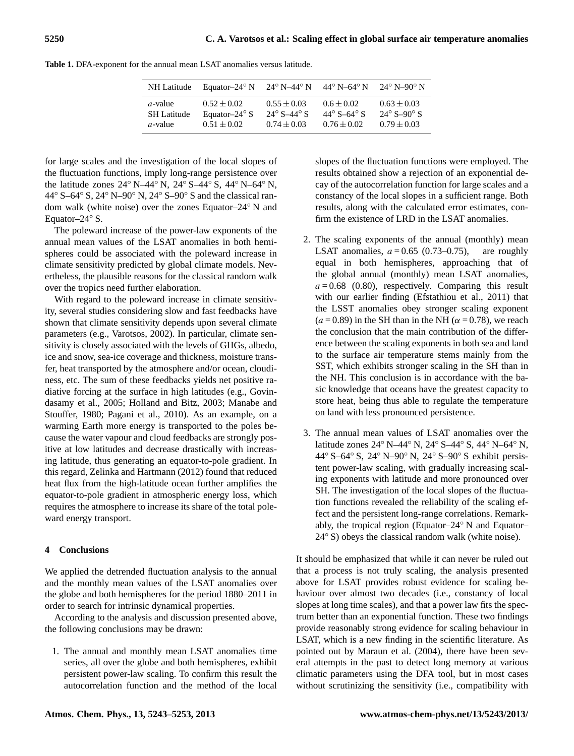**Table 1.** DFA-exponent for the annual mean LSAT anomalies versus latitude.

| NH Latitude | Equator–24° N | 24° N–44° N | 44° N–64° N | 24° N–90° N |
|---|---|---|---|---|
| *a*-value | $0.52 \pm 0.02$ | $0.55 \pm 0.03$ | $0.6 \pm 0.02$ | $0.63 \pm 0.03$ |
| SH Latitude | Equator–24° S | 24° S–44° S | 44° S–64° S | 24° S–90° S |
| *a*-value | $0.51 \pm 0.02$ | $0.74 \pm 0.03$ | $0.76 \pm 0.02$ | $0.79 \pm 0.03$ |

for large scales and the investigation of the local slopes of the fluctuation functions, imply long-range persistence over the latitude zones 24° N–44° N, 24° S–44° S, 44° N–64° N, 44° S–64° S, 24° N–90° N, 24° S–90° S and the classical random walk (white noise) over the zones Equator–24° N and Equator–24° S.

The poleward increase of the power-law exponents of the annual mean values of the LSAT anomalies in both hemispheres could be associated with the poleward increase in climate sensitivity predicted by global climate models. Nevertheless, the plausible reasons for the classical random walk over the tropics need further elaboration.

With regard to the poleward increase in climate sensitivity, several studies considering slow and fast feedbacks have shown that climate sensitivity depends upon several climate parameters (e.g., Varotsos, 2002). In particular, climate sensitivity is closely associated with the levels of GHGs, albedo, ice and snow, sea-ice coverage and thickness, moisture transfer, heat transported by the atmosphere and/or ocean, cloudiness, etc. The sum of these feedbacks yields net positive radiative forcing at the surface in high latitudes (e.g., Govindasamy et al., 2005; Holland and Bitz, 2003; Manabe and Stouffer, 1980; Pagani et al., 2010). As an example, on a warming Earth more energy is transported to the poles because the water vapour and cloud feedbacks are strongly positive at low latitudes and decrease drastically with increasing latitude, thus generating an equator-to-pole gradient. In this regard, Zelinka and Hartmann (2012) found that reduced heat flux from the high-latitude ocean further amplifies the equator-to-pole gradient in atmospheric energy loss, which requires the atmosphere to increase its share of the total poleward energy transport.

## 4 Conclusions

We applied the detrended fluctuation analysis to the annual and the monthly mean values of the LSAT anomalies over the globe and both hemispheres for the period 1880–2011 in order to search for intrinsic dynamical properties.

According to the analysis and discussion presented above, the following conclusions may be drawn:

1. The annual and monthly mean LSAT anomalies time series, all over the globe and both hemispheres, exhibit persistent power-law scaling. To confirm this result the autocorrelation function and the method of the local slopes of the fluctuation functions were employed. The results obtained show a rejection of an exponential decay of the autocorrelation function for large scales and a constancy of the local slopes in a sufficient range. Both results, along with the calculated error estimates, confirm the existence of LRD in the LSAT anomalies.

2. The scaling exponents of the annual (monthly) mean LSAT anomalies, $a = 0.65$ (0.73–0.75), are roughly equal in both hemispheres, approaching that of the global annual (monthly) mean LSAT anomalies, $a = 0.68$ (0.80), respectively. Comparing this result with our earlier finding (Efstathiou et al., 2011) that the LSST anomalies obey stronger scaling exponent ($a = 0.89$) in the SH than in the NH ($\alpha = 0.78$), we reach the conclusion that the main contribution of the difference between the scaling exponents in both sea and land to the surface air temperature stems mainly from the SST, which exhibits stronger scaling in the SH than in the NH. This conclusion is in accordance with the basic knowledge that oceans have the greatest capacity to store heat, being thus able to regulate the temperature on land with less pronounced persistence.

3. The annual mean values of LSAT anomalies over the latitude zones 24° N–44° N, 24° S–44° S, 44° N–64° N, 44° S–64° S, 24° N–90° N, 24° S–90° S exhibit persistent power-law scaling, with gradually increasing scaling exponents with latitude and more pronounced over SH. The investigation of the local slopes of the fluctuation functions revealed the reliability of the scaling effect and the persistent long-range correlations. Remarkably, the tropical region (Equator–24° N and Equator–24° S) obeys the classical random walk (white noise).

It should be emphasized that while it can never be ruled out that a process is not truly scaling, the analysis presented above for LSAT provides robust evidence for scaling behaviour over almost two decades (i.e., constancy of local slopes at long time scales), and that a power law fits the spectrum better than an exponential function. These two findings provide reasonably strong evidence for scaling behaviour in LSAT, which is a new finding in the scientific literature. As pointed out by Maraun et al. (2004), there have been several attempts in the past to detect long memory at various climatic parameters using the DFA tool, but in most cases without scrutinizing the sensitivity (i.e., compatibility with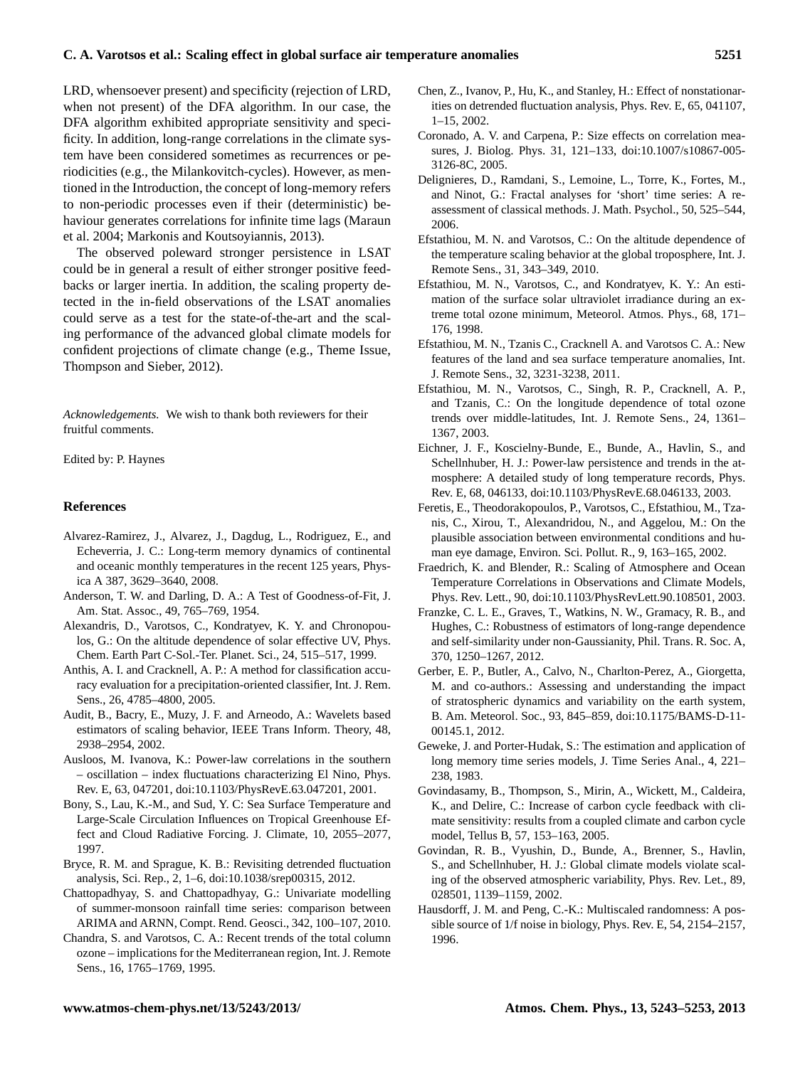LRD, whensoever present) and specificity (rejection of LRD, when not present) of the DFA algorithm. In our case, the DFA algorithm exhibited appropriate sensitivity and specificity. In addition, long-range correlations in the climate system have been considered sometimes as recurrences or periodicities (e.g., the Milankovitch-cycles). However, as mentioned in the Introduction, the concept of long-memory refers to non-periodic processes even if their (deterministic) behaviour generates correlations for infinite time lags (Maraun et al. 2004; Markonis and Koutsoyiannis, 2013).

The observed poleward stronger persistence in LSAT could be in general a result of either stronger positive feedbacks or larger inertia. In addition, the scaling property detected in the in-field observations of the LSAT anomalies could serve as a test for the state-of-the-art and the scaling performance of the advanced global climate models for confident projections of climate change (e.g., Theme Issue, Thompson and Sieber, 2012).

*Acknowledgements.* We wish to thank both reviewers for their fruitful comments.

Edited by: P. Haynes

## References

Alvarez-Ramirez, J., Alvarez, J., Dagdug, L., Rodriguez, E., and Echeverria, J. C.: Long-term memory dynamics of continental and oceanic monthly temperatures in the recent 125 years, Physica A 387, 3629–3640, 2008.

Anderson, T. W. and Darling, D. A.: A Test of Goodness-of-Fit, J. Am. Stat. Assoc., 49, 765–769, 1954.

Alexandris, D., Varotsos, C., Kondratyev, K. Y. and Chronopoulos, G.: On the altitude dependence of solar effective UV, Phys. Chem. Earth Part C-Sol.-Ter. Planet. Sci., 24, 515–517, 1999.

Anthis, A. I. and Cracknell, A. P.: A method for classification accuracy evaluation for a precipitation-oriented classifier, Int. J. Rem. Sens., 26, 4785–4800, 2005.

Audit, B., Bacry, E., Muzy, J. F. and Arneodo, A.: Wavelets based estimators of scaling behavior, IEEE Trans Inform. Theory, 48, 2938–2954, 2002.

Ausloos, M. Ivanova, K.: Power-law correlations in the southern – oscillation – index fluctuations characterizing El Nino, Phys. Rev. E, 63, 047201, doi:10.1103/PhysRevE.63.047201, 2001.

Bony, S., Lau, K.-M., and Sud, Y. C: Sea Surface Temperature and Large-Scale Circulation Influences on Tropical Greenhouse Effect and Cloud Radiative Forcing. J. Climate, 10, 2055–2077, 1997.

Bryce, R. M. and Sprague, K. B.: Revisiting detrended fluctuation analysis, Sci. Rep., 2, 1–6, doi:10.1038/srep00315, 2012.

Chattopadhyay, S. and Chattopadhyay, G.: Univariate modelling of summer-monsoon rainfall time series: comparison between ARIMA and ARNN, Compt. Rend. Geosci., 342, 100–107, 2010.

Chandra, S. and Varotsos, C. A.: Recent trends of the total column ozone – implications for the Mediterranean region, Int. J. Remote Sens., 16, 1765–1769, 1995.

Chen, Z., Ivanov, P., Hu, K., and Stanley, H.: Effect of nonstationarities on detrended fluctuation analysis, Phys. Rev. E, 65, 041107, 1–15, 2002.

Coronado, A. V. and Carpena, P.: Size effects on correlation measures, J. Biolog. Phys. 31, 121–133, doi:10.1007/s10867-005-3126-8C, 2005.

Delignieres, D., Ramdani, S., Lemoine, L., Torre, K., Fortes, M., and Ninot, G.: Fractal analyses for 'short' time series: A reassessment of classical methods. J. Math. Psychol., 50, 525–544, 2006.

Efstathiou, M. N. and Varotsos, C.: On the altitude dependence of the temperature scaling behavior at the global troposphere, Int. J. Remote Sens., 31, 343–349, 2010.

Efstathiou, M. N., Varotsos, C., and Kondratyev, K. Y.: An estimation of the surface solar ultraviolet irradiance during an extreme total ozone minimum, Meteorol. Atmos. Phys., 68, 171–176, 1998.

Efstathiou, M. N., Tzanis C., Cracknell A. and Varotsos C. A.: New features of the land and sea surface temperature anomalies, Int. J. Remote Sens., 32, 3231-3238, 2011.

Efstathiou, M. N., Varotsos, C., Singh, R. P., Cracknell, A. P., and Tzanis, C.: On the longitude dependence of total ozone trends over middle-latitudes, Int. J. Remote Sens., 24, 1361–1367, 2003.

Eichner, J. F., Koscielny-Bunde, E., Bunde, A., Havlin, S., and Schellnhuber, H. J.: Power-law persistence and trends in the atmosphere: A detailed study of long temperature records, Phys. Rev. E, 68, 046133, doi:10.1103/PhysRevE.68.046133, 2003.

Feretis, E., Theodorakopoulos, P., Varotsos, C., Efstathiou, M., Tzanis, C., Xirou, T., Alexandridou, N., and Aggelou, M.: On the plausible association between environmental conditions and human eye damage, Environ. Sci. Pollut. R., 9, 163–165, 2002.

Fraedrich, K. and Blender, R.: Scaling of Atmosphere and Ocean Temperature Correlations in Observations and Climate Models, Phys. Rev. Lett., 90, doi:10.1103/PhysRevLett.90.108501, 2003.

Franzke, C. L. E., Graves, T., Watkins, N. W., Gramacy, R. B., and Hughes, C.: Robustness of estimators of long-range dependence and self-similarity under non-Gaussianity, Phil. Trans. R. Soc. A, 370, 1250–1267, 2012.

Gerber, E. P., Butler, A., Calvo, N., Charlton-Perez, A., Giorgetta, M. and co-authors.: Assessing and understanding the impact of stratospheric dynamics and variability on the earth system, B. Am. Meteorol. Soc., 93, 845–859, doi:10.1175/BAMS-D-11-00145.1, 2012.

Geweke, J. and Porter-Hudak, S.: The estimation and application of long memory time series models, J. Time Series Anal., 4, 221–238, 1983.

Govindasamy, B., Thompson, S., Mirin, A., Wickett, M., Caldeira, K., and Delire, C.: Increase of carbon cycle feedback with climate sensitivity: results from a coupled climate and carbon cycle model, Tellus B, 57, 153–163, 2005.

Govindan, R. B., Vyushin, D., Bunde, A., Brenner, S., Havlin, S., and Schellnhuber, H. J.: Global climate models violate scaling of the observed atmospheric variability, Phys. Rev. Let., 89, 028501, 1139–1159, 2002.

Hausdorff, J. M. and Peng, C.-K.: Multiscaled randomness: A possible source of 1/f noise in biology, Phys. Rev. E, 54, 2154–2157, 1996.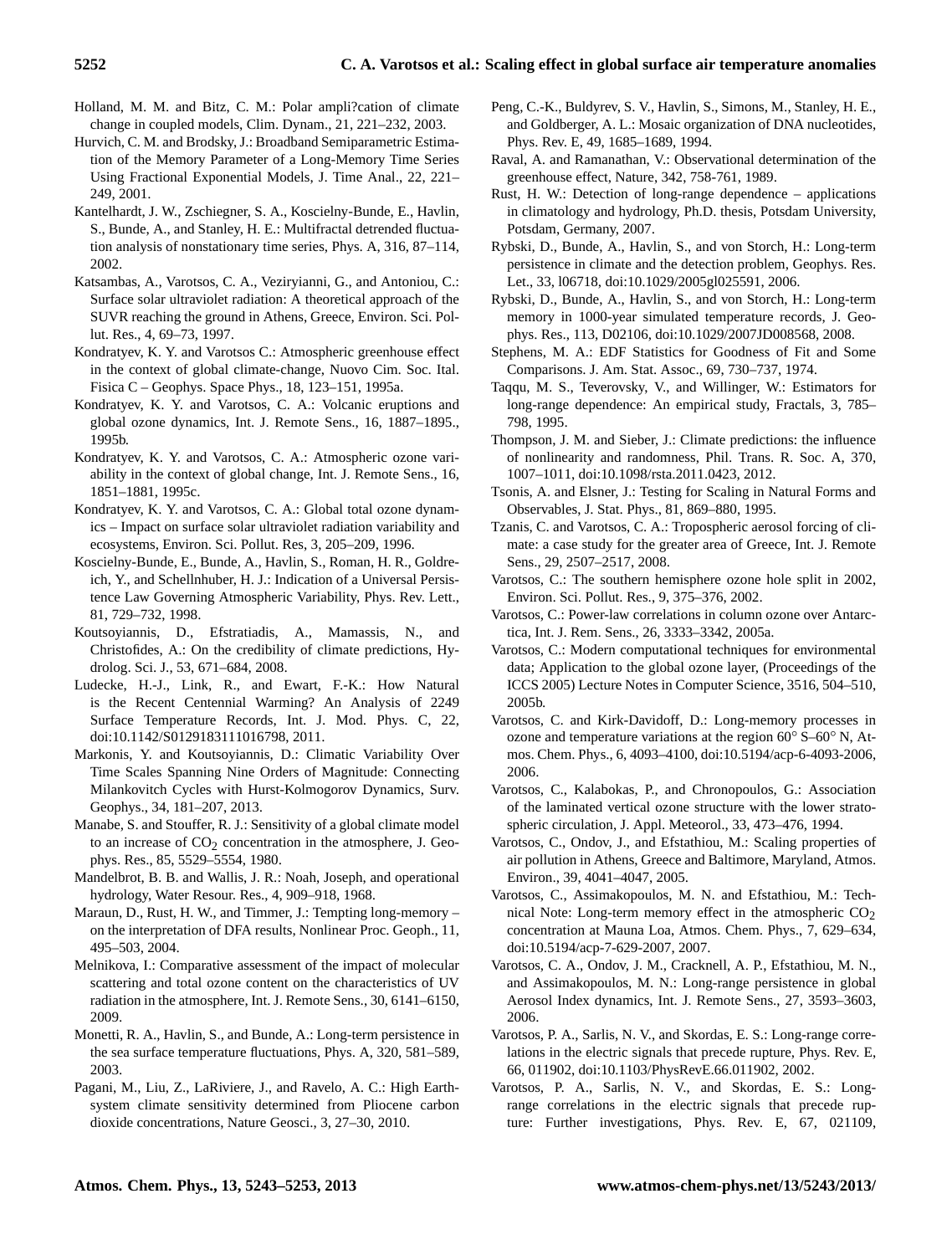Holland, M. M. and Bitz, C. M.: Polar ampli?cation of climate change in coupled models, Clim. Dynam., 21, 221–232, 2003.

Hurvich, C. M. and Brodsky, J.: Broadband Semiparametric Estimation of the Memory Parameter of a Long-Memory Time Series Using Fractional Exponential Models, J. Time Anal., 22, 221–249, 2001.

Kantelhardt, J. W., Zschiegner, S. A., Koscielny-Bunde, E., Havlin, S., Bunde, A., and Stanley, H. E.: Multifractal detrended fluctuation analysis of nonstationary time series, Phys. A, 316, 87–114, 2002.

Katsambas, A., Varotsos, C. A., Veziryianni, G., and Antoniou, C.: Surface solar ultraviolet radiation: A theoretical approach of the SUVR reaching the ground in Athens, Greece, Environ. Sci. Pollut. Res., 4, 69–73, 1997.

Kondratyev, K. Y. and Varotsos C.: Atmospheric greenhouse effect in the context of global climate-change, Nuovo Cim. Soc. Ital. Fisica C – Geophys. Space Phys., 18, 123–151, 1995a.

Kondratyev, K. Y. and Varotsos, C. A.: Volcanic eruptions and global ozone dynamics, Int. J. Remote Sens., 16, 1887–1895., 1995b.

Kondratyev, K. Y. and Varotsos, C. A.: Atmospheric ozone variability in the context of global change, Int. J. Remote Sens., 16, 1851–1881, 1995c.

Kondratyev, K. Y. and Varotsos, C. A.: Global total ozone dynamics – Impact on surface solar ultraviolet radiation variability and ecosystems, Environ. Sci. Pollut. Res, 3, 205–209, 1996.

Koscielny-Bunde, E., Bunde, A., Havlin, S., Roman, H. R., Goldreich, Y., and Schellnhuber, H. J.: Indication of a Universal Persistence Law Governing Atmospheric Variability, Phys. Rev. Lett., 81, 729–732, 1998.

Koutsoyiannis, D., Efstratiadis, A., Mamassis, N., and Christofides, A.: On the credibility of climate predictions, Hydrolog. Sci. J., 53, 671–684, 2008.

Ludecke, H.-J., Link, R., and Ewart, F.-K.: How Natural is the Recent Centennial Warming? An Analysis of 2249 Surface Temperature Records, Int. J. Mod. Phys. C, 22, doi:10.1142/S0129183111016798, 2011.

Markonis, Y. and Koutsoyiannis, D.: Climatic Variability Over Time Scales Spanning Nine Orders of Magnitude: Connecting Milankovitch Cycles with Hurst-Kolmogorov Dynamics, Surv. Geophys., 34, 181–207, 2013.

Manabe, S. and Stouffer, R. J.: Sensitivity of a global climate model to an increase of $CO_2$ concentration in the atmosphere, J. Geophys. Res., 85, 5529–5554, 1980.

Mandelbrot, B. B. and Wallis, J. R.: Noah, Joseph, and operational hydrology, Water Resour. Res., 4, 909–918, 1968.

Maraun, D., Rust, H. W., and Timmer, J.: Tempting long-memory – on the interpretation of DFA results, Nonlinear Proc. Geoph., 11, 495–503, 2004.

Melnikova, I.: Comparative assessment of the impact of molecular scattering and total ozone content on the characteristics of UV radiation in the atmosphere, Int. J. Remote Sens., 30, 6141–6150, 2009.

Monetti, R. A., Havlin, S., and Bunde, A.: Long-term persistence in the sea surface temperature fluctuations, Phys. A, 320, 581–589, 2003.

Pagani, M., Liu, Z., LaRiviere, J., and Ravelo, A. C.: High Earth-system climate sensitivity determined from Pliocene carbon dioxide concentrations, Nature Geosci., 3, 27–30, 2010.

Peng, C.-K., Buldyrev, S. V., Havlin, S., Simons, M., Stanley, H. E., and Goldberger, A. L.: Mosaic organization of DNA nucleotides, Phys. Rev. E, 49, 1685–1689, 1994.

Raval, A. and Ramanathan, V.: Observational determination of the greenhouse effect, Nature, 342, 758-761, 1989.

Rust, H. W.: Detection of long-range dependence – applications in climatology and hydrology, Ph.D. thesis, Potsdam University, Potsdam, Germany, 2007.

Rybski, D., Bunde, A., Havlin, S., and von Storch, H.: Long-term persistence in climate and the detection problem, Geophys. Res. Let., 33, l06718, doi:10.1029/2005gl025591, 2006.

Rybski, D., Bunde, A., Havlin, S., and von Storch, H.: Long-term memory in 1000-year simulated temperature records, J. Geophys. Res., 113, D02106, doi:10.1029/2007JD008568, 2008.

Stephens, M. A.: EDF Statistics for Goodness of Fit and Some Comparisons. J. Am. Stat. Assoc., 69, 730–737, 1974.

Taqqu, M. S., Teverovsky, V., and Willinger, W.: Estimators for long-range dependence: An empirical study, Fractals, 3, 785–798, 1995.

Thompson, J. M. and Sieber, J.: Climate predictions: the influence of nonlinearity and randomness, Phil. Trans. R. Soc. A, 370, 1007–1011, doi:10.1098/rsta.2011.0423, 2012.

Tsonis, A. and Elsner, J.: Testing for Scaling in Natural Forms and Observables, J. Stat. Phys., 81, 869–880, 1995.

Tzanis, C. and Varotsos, C. A.: Tropospheric aerosol forcing of climate: a case study for the greater area of Greece, Int. J. Remote Sens., 29, 2507–2517, 2008.

Varotsos, C.: The southern hemisphere ozone hole split in 2002, Environ. Sci. Pollut. Res., 9, 375–376, 2002.

Varotsos, C.: Power-law correlations in column ozone over Antarctica, Int. J. Rem. Sens., 26, 3333–3342, 2005a.

Varotsos, C.: Modern computational techniques for environmental data; Application to the global ozone layer, (Proceedings of the ICCS 2005) Lecture Notes in Computer Science, 3516, 504–510, 2005b.

Varotsos, C. and Kirk-Davidoff, D.: Long-memory processes in ozone and temperature variations at the region 60° S–60° N, Atmos. Chem. Phys., 6, 4093–4100, doi:10.5194/acp-6-4093-2006, 2006.

Varotsos, C., Kalabokas, P., and Chronopoulos, G.: Association of the laminated vertical ozone structure with the lower stratospheric circulation, J. Appl. Meteorol., 33, 473–476, 1994.

Varotsos, C., Ondov, J., and Efstathiou, M.: Scaling properties of air pollution in Athens, Greece and Baltimore, Maryland, Atmos. Environ., 39, 4041–4047, 2005.

Varotsos, C., Assimakopoulos, M. N. and Efstathiou, M.: Technical Note: Long-term memory effect in the atmospheric $CO_2$ concentration at Mauna Loa, Atmos. Chem. Phys., 7, 629–634, doi:10.5194/acp-7-629-2007, 2007.

Varotsos, C. A., Ondov, J. M., Cracknell, A. P., Efstathiou, M. N., and Assimakopoulos, M. N.: Long-range persistence in global Aerosol Index dynamics, Int. J. Remote Sens., 27, 3593–3603, 2006.

Varotsos, P. A., Sarlis, N. V., and Skordas, E. S.: Long-range correlations in the electric signals that precede rupture, Phys. Rev. E, 66, 011902, doi:10.1103/PhysRevE.66.011902, 2002.

Varotsos, P. A., Sarlis, N. V., and Skordas, E. S.: Long-range correlations in the electric signals that precede rupture: Further investigations, Phys. Rev. E, 67, 021109,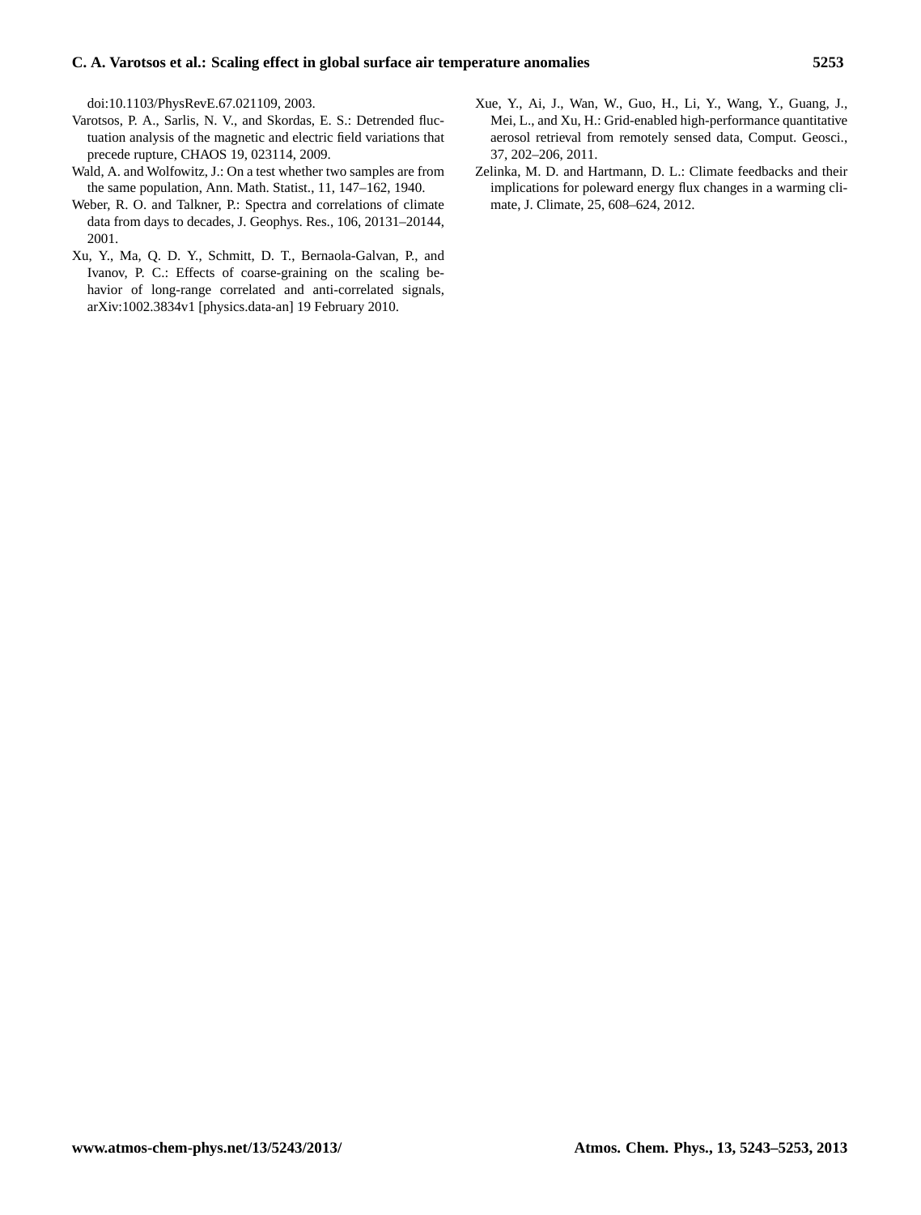doi:10.1103/PhysRevE.67.021109, 2003.

Varotsos, P. A., Sarlis, N. V., and Skordas, E. S.: Detrended fluctuation analysis of the magnetic and electric field variations that precede rupture, CHAOS 19, 023114, 2009.

Wald, A. and Wolfowitz, J.: On a test whether two samples are from the same population, Ann. Math. Statist., 11, 147–162, 1940.

Weber, R. O. and Talkner, P.: Spectra and correlations of climate data from days to decades, J. Geophys. Res., 106, 20131–20144, 2001.

Xu, Y., Ma, Q. D. Y., Schmitt, D. T., Bernaola-Galvan, P., and Ivanov, P. C.: Effects of coarse-graining on the scaling behavior of long-range correlated and anti-correlated signals, arXiv:1002.3834v1 [physics.data-an] 19 February 2010.

Xue, Y., Ai, J., Wan, W., Guo, H., Li, Y., Wang, Y., Guang, J., Mei, L., and Xu, H.: Grid-enabled high-performance quantitative aerosol retrieval from remotely sensed data, Comput. Geosci., 37, 202–206, 2011.

Zelinka, M. D. and Hartmann, D. L.: Climate feedbacks and their implications for poleward energy flux changes in a warming climate, J. Climate, 25, 608–624, 2012.